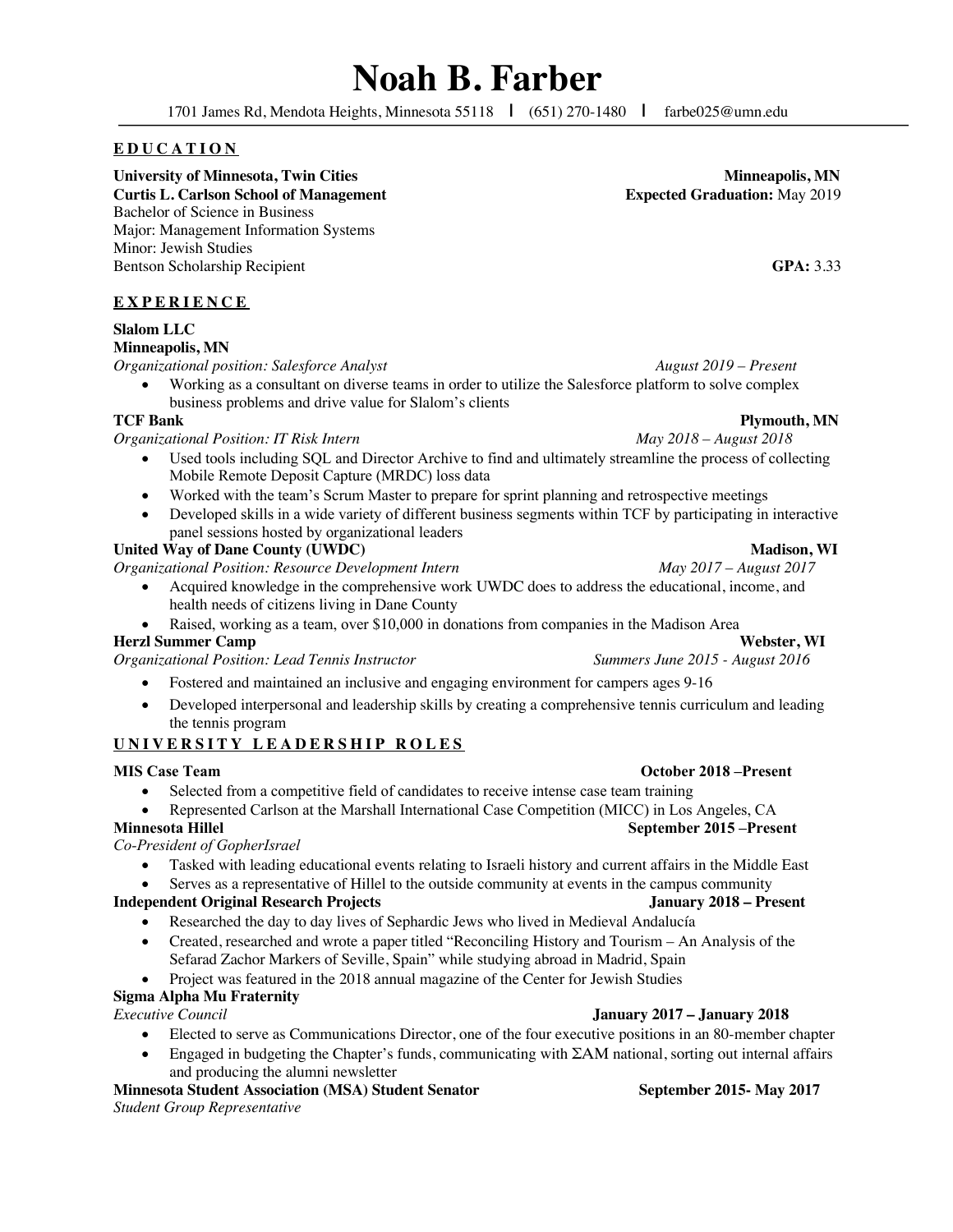# Noah B. Farber

1701 James Rd, Mendota Heights, Minnesota 55118 | (651) 270-1480 | farbe025@umn.edu

## EDUCATION

**University of Minnesota, Twin Cities** — **Minneapolis, MN**
**Curtis L. Carlson School of Management** — **Expected Graduation:** May 2019
Bachelor of Science in Business
Major: Management Information Systems
Minor: Jewish Studies
Bentson Scholarship Recipient — **GPA:** 3.33

## EXPERIENCE

**Slalom LLC**
**Minneapolis, MN**
*Organizational position: Salesforce Analyst* — *August 2019 – Present*

- Working as a consultant on diverse teams in order to utilize the Salesforce platform to solve complex business problems and drive value for Slalom's clients

**TCF Bank** — **Plymouth, MN**
*Organizational Position: IT Risk Intern* — *May 2018 – August 2018*

- Used tools including SQL and Director Archive to find and ultimately streamline the process of collecting Mobile Remote Deposit Capture (MRDC) loss data
- Worked with the team's Scrum Master to prepare for sprint planning and retrospective meetings
- Developed skills in a wide variety of different business segments within TCF by participating in interactive panel sessions hosted by organizational leaders

**United Way of Dane County (UWDC)** — **Madison, WI**
*Organizational Position: Resource Development Intern* — *May 2017 – August 2017*

- Acquired knowledge in the comprehensive work UWDC does to address the educational, income, and health needs of citizens living in Dane County
- Raised, working as a team, over $10,000 in donations from companies in the Madison Area

**Herzl Summer Camp** — **Webster, WI**
*Organizational Position: Lead Tennis Instructor* — *Summers June 2015 - August 2016*

- Fostered and maintained an inclusive and engaging environment for campers ages 9-16
- Developed interpersonal and leadership skills by creating a comprehensive tennis curriculum and leading the tennis program

## UNIVERSITY LEADERSHIP ROLES

**MIS Case Team** — **October 2018 –Present**

- Selected from a competitive field of candidates to receive intense case team training
- Represented Carlson at the Marshall International Case Competition (MICC) in Los Angeles, CA

**Minnesota Hillel** — **September 2015 –Present**
*Co-President of GopherIsrael*

- Tasked with leading educational events relating to Israeli history and current affairs in the Middle East
- Serves as a representative of Hillel to the outside community at events in the campus community

**Independent Original Research Projects** — **January 2018 – Present**

- Researched the day to day lives of Sephardic Jews who lived in Medieval Andalucía
- Created, researched and wrote a paper titled "Reconciling History and Tourism – An Analysis of the Sefarad Zachor Markers of Seville, Spain" while studying abroad in Madrid, Spain
- Project was featured in the 2018 annual magazine of the Center for Jewish Studies

**Sigma Alpha Mu Fraternity**
*Executive Council* — **January 2017 – January 2018**

- Elected to serve as Communications Director, one of the four executive positions in an 80-member chapter
- Engaged in budgeting the Chapter's funds, communicating with ΣAM national, sorting out internal affairs and producing the alumni newsletter

**Minnesota Student Association (MSA) Student Senator** — **September 2015- May 2017**
*Student Group Representative*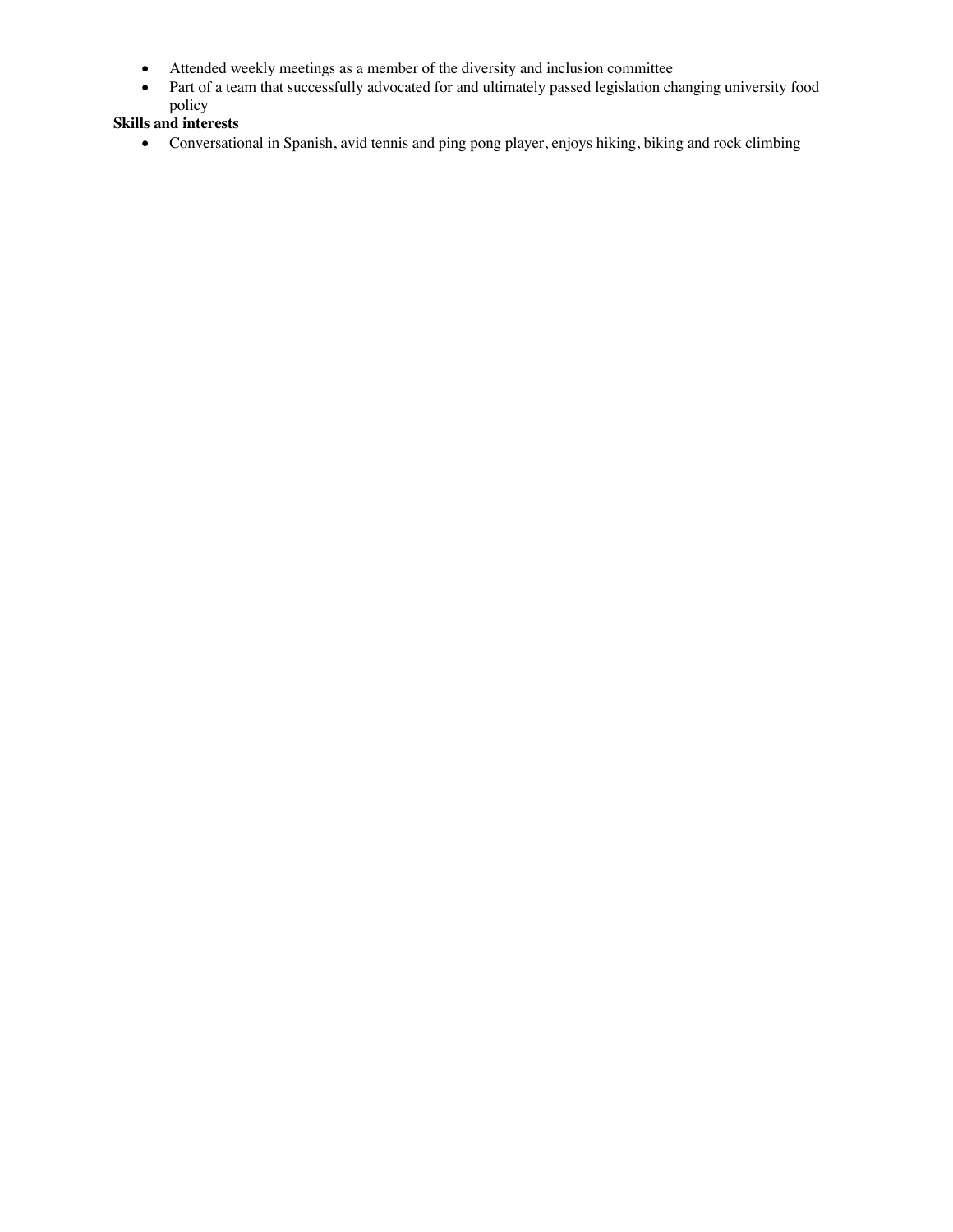- Attended weekly meetings as a member of the diversity and inclusion committee
- Part of a team that successfully advocated for and ultimately passed legislation changing university food policy

**Skills and interests**

- Conversational in Spanish, avid tennis and ping pong player, enjoys hiking, biking and rock climbing